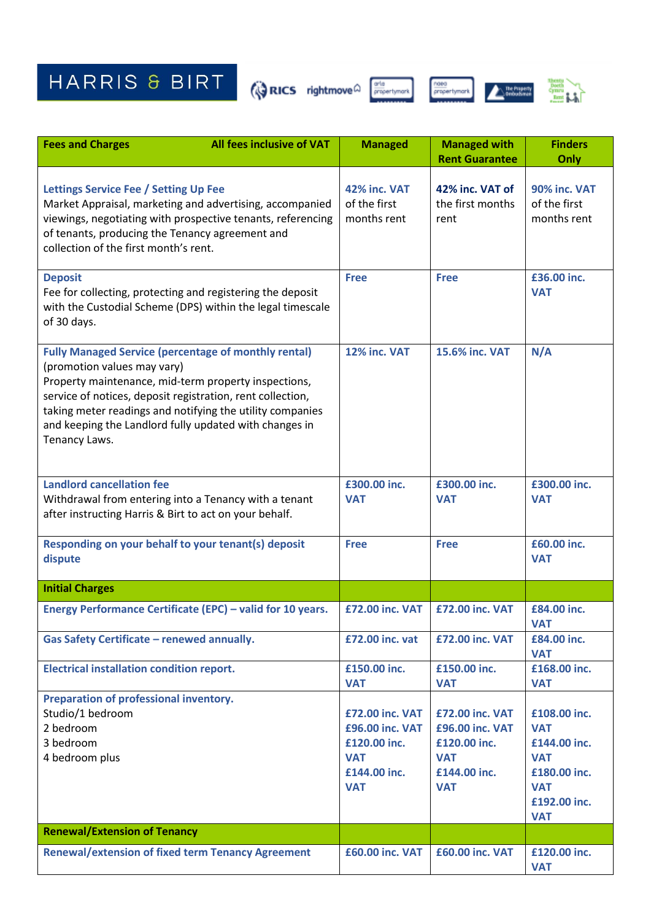HARRIS & BIRT

| Fees and Charges — All fees inclusive of VAT | Managed | Managed with Rent Guarantee | Finders Only |
|---|---|---|---|
| **Lettings Service Fee / Setting Up Fee**<br>Market Appraisal, marketing and advertising, accompanied viewings, negotiating with prospective tenants, referencing of tenants, producing the Tenancy agreement and collection of the first month's rent. | **42% inc. VAT** of the first months rent | **42% inc. VAT of** the first months rent | **90% inc. VAT** of the first months rent |
| **Deposit**<br>Fee for collecting, protecting and registering the deposit with the Custodial Scheme (DPS) within the legal timescale of 30 days. | **Free** | **Free** | **£36.00 inc. VAT** |
| **Fully Managed Service (percentage of monthly rental)**<br>(promotion values may vary)<br>Property maintenance, mid-term property inspections, service of notices, deposit registration, rent collection, taking meter readings and notifying the utility companies and keeping the Landlord fully updated with changes in Tenancy Laws. | **12% inc. VAT** | **15.6% inc. VAT** | **N/A** |
| **Landlord cancellation fee**<br>Withdrawal from entering into a Tenancy with a tenant after instructing Harris & Birt to act on your behalf. | **£300.00 inc. VAT** | **£300.00 inc. VAT** | **£300.00 inc. VAT** |
| **Responding on your behalf to your tenant(s) deposit dispute** | **Free** | **Free** | **£60.00 inc. VAT** |
| **Initial Charges** | | | |
| **Energy Performance Certificate (EPC) – valid for 10 years.** | **£72.00 inc. VAT** | **£72.00 inc. VAT** | **£84.00 inc. VAT** |
| **Gas Safety Certificate – renewed annually.** | **£72.00 inc. vat** | **£72.00 inc. VAT** | **£84.00 inc. VAT** |
| **Electrical installation condition report.** | **£150.00 inc. VAT** | **£150.00 inc. VAT** | **£168.00 inc. VAT** |
| **Preparation of professional inventory.**<br>Studio/1 bedroom<br>2 bedroom<br>3 bedroom<br>4 bedroom plus | <br>**£72.00 inc. VAT**<br>**£96.00 inc. VAT**<br>**£120.00 inc. VAT**<br>**£144.00 inc. VAT** | <br>**£72.00 inc. VAT**<br>**£96.00 inc. VAT**<br>**£120.00 inc. VAT**<br>**£144.00 inc. VAT** | <br>**£108.00 inc. VAT**<br>**£144.00 inc. VAT**<br>**£180.00 inc. VAT**<br>**£192.00 inc. VAT** |
| **Renewal/Extension of Tenancy** | | | |
| **Renewal/extension of fixed term Tenancy Agreement** | **£60.00 inc. VAT** | **£60.00 inc. VAT** | **£120.00 inc. VAT** |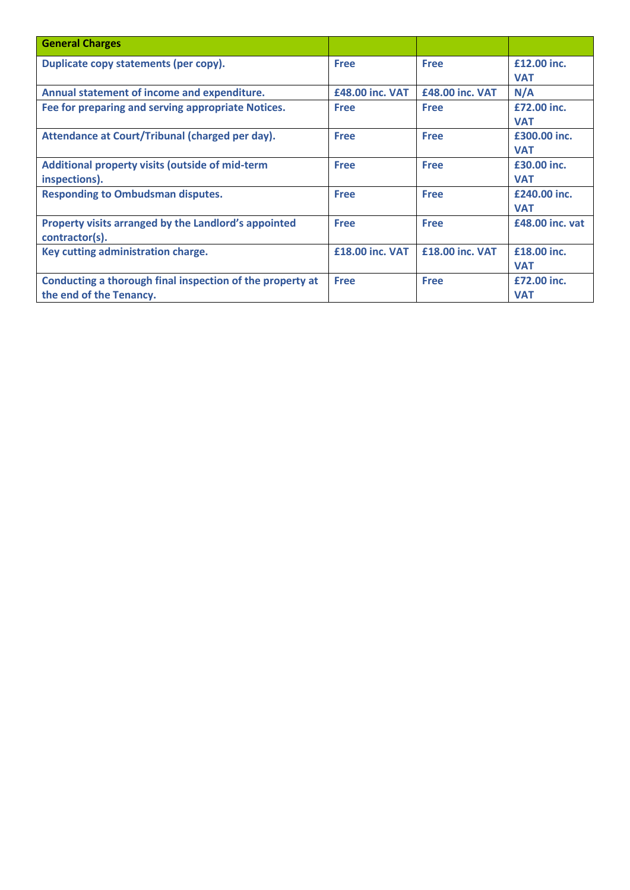| General Charges | | | |
|---|---|---|---|
| Duplicate copy statements (per copy). | Free | Free | £12.00 inc. VAT |
| Annual statement of income and expenditure. | £48.00 inc. VAT | £48.00 inc. VAT | N/A |
| Fee for preparing and serving appropriate Notices. | Free | Free | £72.00 inc. VAT |
| Attendance at Court/Tribunal (charged per day). | Free | Free | £300.00 inc. VAT |
| Additional property visits (outside of mid-term inspections). | Free | Free | £30.00 inc. VAT |
| Responding to Ombudsman disputes. | Free | Free | £240.00 inc. VAT |
| Property visits arranged by the Landlord's appointed contractor(s). | Free | Free | £48.00 inc. vat |
| Key cutting administration charge. | £18.00 inc. VAT | £18.00 inc. VAT | £18.00 inc. VAT |
| Conducting a thorough final inspection of the property at the end of the Tenancy. | Free | Free | £72.00 inc. VAT |